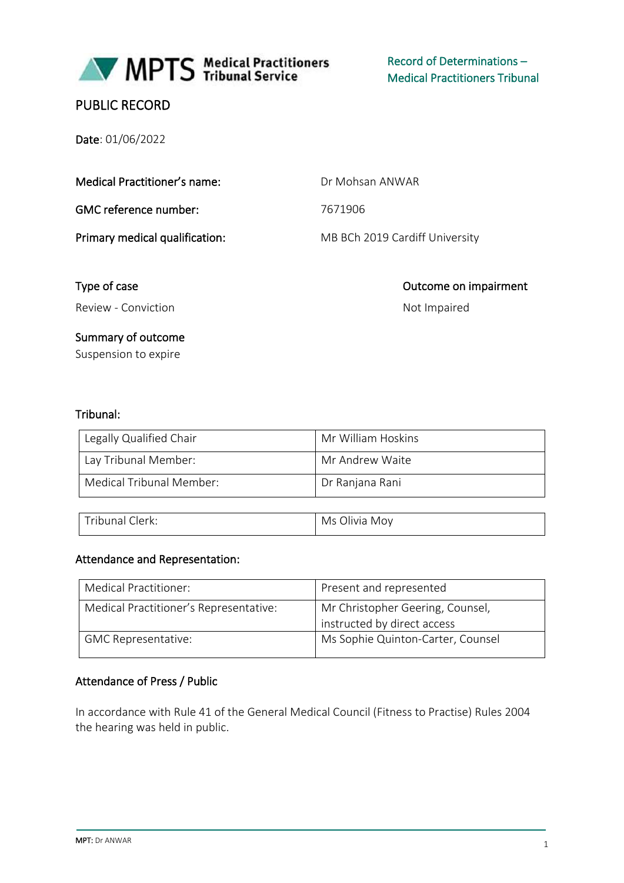MPTS Medical Practitioners Tribunal Service

Record of Determinations – Medical Practitioners Tribunal

# PUBLIC RECORD

**Date**: 01/06/2022

| | |
|---|---|
| **Medical Practitioner's name:** | Dr Mohsan ANWAR |
| **GMC reference number:** | 7671906 |
| **Primary medical qualification:** | MB BCh 2019 Cardiff University |

| **Type of case** | **Outcome on impairment** |
|---|---|
| Review - Conviction | Not Impaired |

**Summary of outcome**

Suspension to expire

**Tribunal:**

| | |
|---|---|
| Legally Qualified Chair | Mr William Hoskins |
| Lay Tribunal Member: | Mr Andrew Waite |
| Medical Tribunal Member: | Dr Ranjana Rani |

| | |
|---|---|
| Tribunal Clerk: | Ms Olivia Moy |

**Attendance and Representation:**

| | |
|---|---|
| Medical Practitioner: | Present and represented |
| Medical Practitioner's Representative: | Mr Christopher Geering, Counsel, instructed by direct access |
| GMC Representative: | Ms Sophie Quinton-Carter, Counsel |

**Attendance of Press / Public**

In accordance with Rule 41 of the General Medical Council (Fitness to Practise) Rules 2004 the hearing was held in public.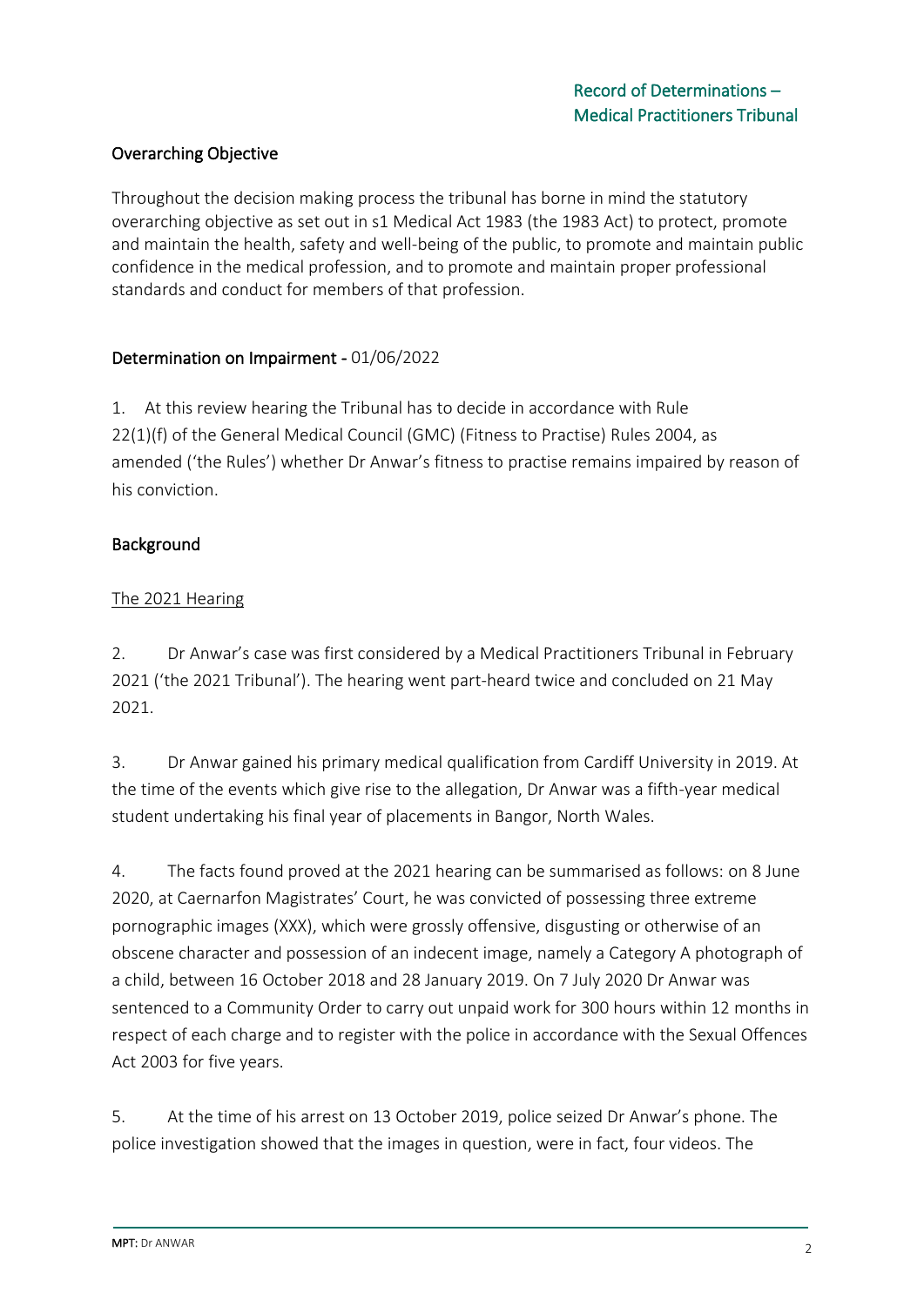## Overarching Objective

Throughout the decision making process the tribunal has borne in mind the statutory overarching objective as set out in s1 Medical Act 1983 (the 1983 Act) to protect, promote and maintain the health, safety and well-being of the public, to promote and maintain public confidence in the medical profession, and to promote and maintain proper professional standards and conduct for members of that profession.

## Determination on Impairment - 01/06/2022

1. At this review hearing the Tribunal has to decide in accordance with Rule 22(1)(f) of the General Medical Council (GMC) (Fitness to Practise) Rules 2004, as amended ('the Rules') whether Dr Anwar's fitness to practise remains impaired by reason of his conviction.

## Background

### The 2021 Hearing

2. Dr Anwar's case was first considered by a Medical Practitioners Tribunal in February 2021 ('the 2021 Tribunal'). The hearing went part-heard twice and concluded on 21 May 2021.

3. Dr Anwar gained his primary medical qualification from Cardiff University in 2019. At the time of the events which give rise to the allegation, Dr Anwar was a fifth-year medical student undertaking his final year of placements in Bangor, North Wales.

4. The facts found proved at the 2021 hearing can be summarised as follows: on 8 June 2020, at Caernarfon Magistrates' Court, he was convicted of possessing three extreme pornographic images (XXX), which were grossly offensive, disgusting or otherwise of an obscene character and possession of an indecent image, namely a Category A photograph of a child, between 16 October 2018 and 28 January 2019. On 7 July 2020 Dr Anwar was sentenced to a Community Order to carry out unpaid work for 300 hours within 12 months in respect of each charge and to register with the police in accordance with the Sexual Offences Act 2003 for five years.

5. At the time of his arrest on 13 October 2019, police seized Dr Anwar's phone. The police investigation showed that the images in question, were in fact, four videos. The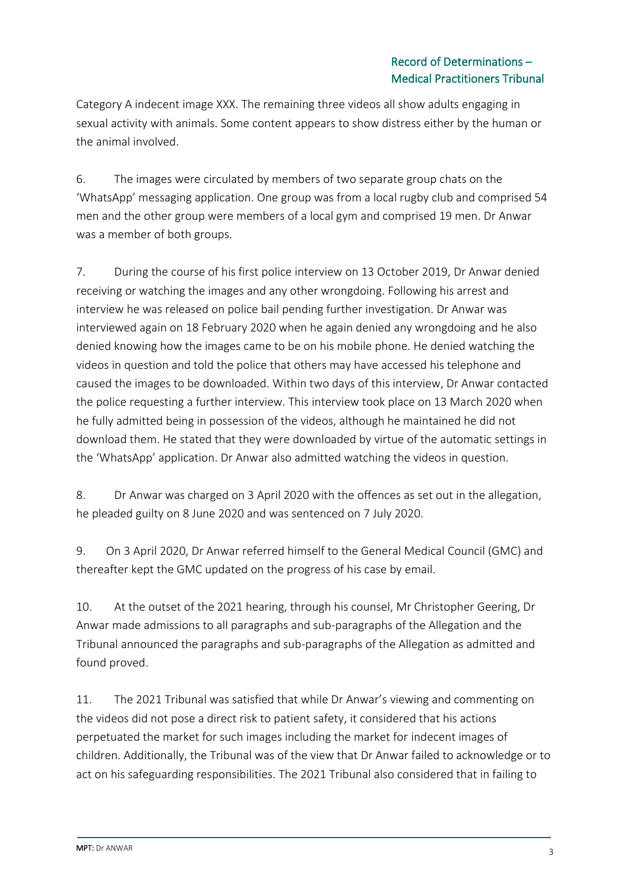Category A indecent image XXX. The remaining three videos all show adults engaging in sexual activity with animals. Some content appears to show distress either by the human or the animal involved.

6. The images were circulated by members of two separate group chats on the 'WhatsApp' messaging application. One group was from a local rugby club and comprised 54 men and the other group were members of a local gym and comprised 19 men. Dr Anwar was a member of both groups.

7. During the course of his first police interview on 13 October 2019, Dr Anwar denied receiving or watching the images and any other wrongdoing. Following his arrest and interview he was released on police bail pending further investigation. Dr Anwar was interviewed again on 18 February 2020 when he again denied any wrongdoing and he also denied knowing how the images came to be on his mobile phone. He denied watching the videos in question and told the police that others may have accessed his telephone and caused the images to be downloaded. Within two days of this interview, Dr Anwar contacted the police requesting a further interview. This interview took place on 13 March 2020 when he fully admitted being in possession of the videos, although he maintained he did not download them. He stated that they were downloaded by virtue of the automatic settings in the 'WhatsApp' application. Dr Anwar also admitted watching the videos in question.

8. Dr Anwar was charged on 3 April 2020 with the offences as set out in the allegation, he pleaded guilty on 8 June 2020 and was sentenced on 7 July 2020.

9. On 3 April 2020, Dr Anwar referred himself to the General Medical Council (GMC) and thereafter kept the GMC updated on the progress of his case by email.

10. At the outset of the 2021 hearing, through his counsel, Mr Christopher Geering, Dr Anwar made admissions to all paragraphs and sub-paragraphs of the Allegation and the Tribunal announced the paragraphs and sub-paragraphs of the Allegation as admitted and found proved.

11. The 2021 Tribunal was satisfied that while Dr Anwar's viewing and commenting on the videos did not pose a direct risk to patient safety, it considered that his actions perpetuated the market for such images including the market for indecent images of children. Additionally, the Tribunal was of the view that Dr Anwar failed to acknowledge or to act on his safeguarding responsibilities. The 2021 Tribunal also considered that in failing to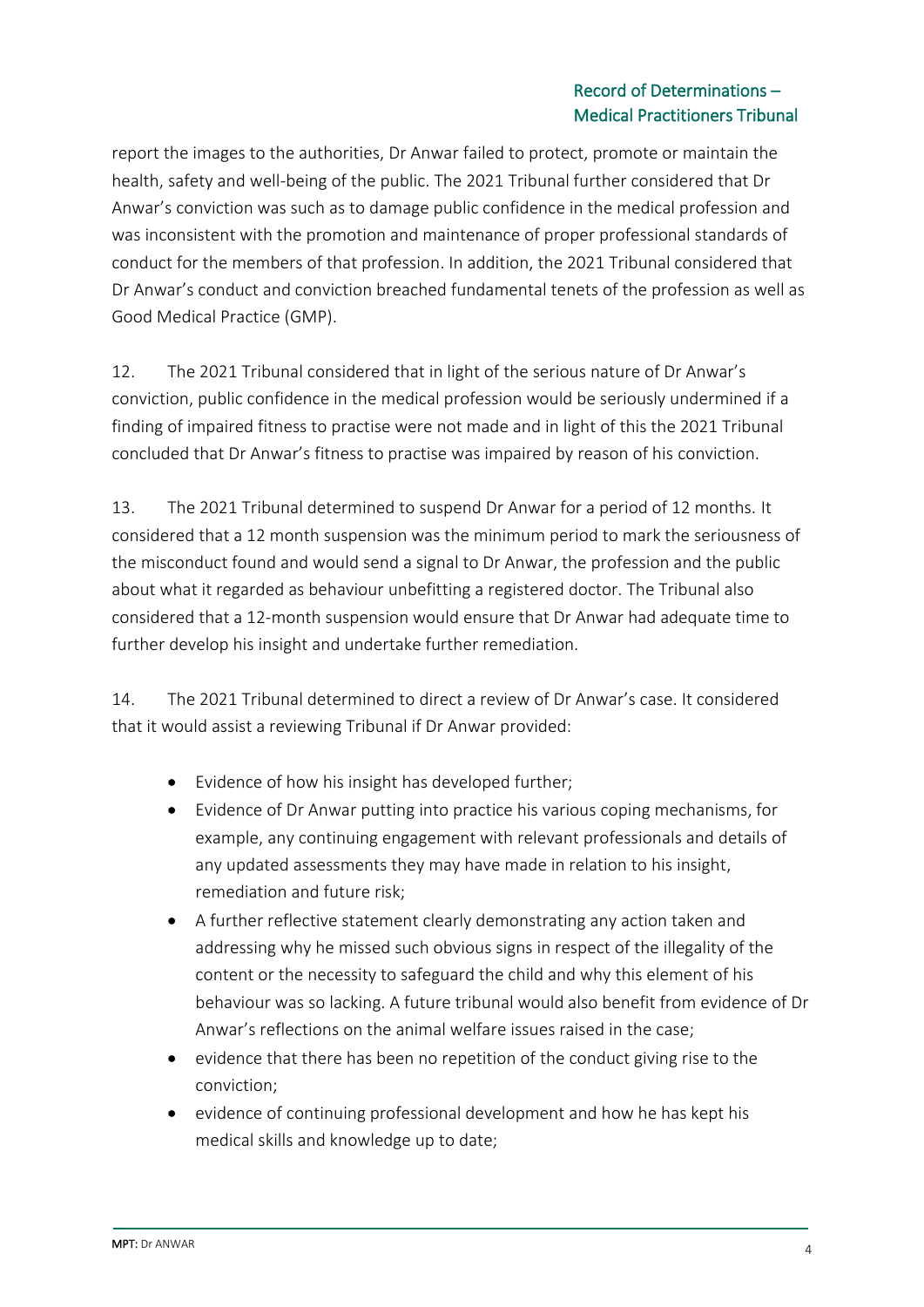report the images to the authorities, Dr Anwar failed to protect, promote or maintain the health, safety and well-being of the public. The 2021 Tribunal further considered that Dr Anwar's conviction was such as to damage public confidence in the medical profession and was inconsistent with the promotion and maintenance of proper professional standards of conduct for the members of that profession. In addition, the 2021 Tribunal considered that Dr Anwar's conduct and conviction breached fundamental tenets of the profession as well as Good Medical Practice (GMP).

12. The 2021 Tribunal considered that in light of the serious nature of Dr Anwar's conviction, public confidence in the medical profession would be seriously undermined if a finding of impaired fitness to practise were not made and in light of this the 2021 Tribunal concluded that Dr Anwar's fitness to practise was impaired by reason of his conviction.

13. The 2021 Tribunal determined to suspend Dr Anwar for a period of 12 months. It considered that a 12 month suspension was the minimum period to mark the seriousness of the misconduct found and would send a signal to Dr Anwar, the profession and the public about what it regarded as behaviour unbefitting a registered doctor. The Tribunal also considered that a 12-month suspension would ensure that Dr Anwar had adequate time to further develop his insight and undertake further remediation.

14. The 2021 Tribunal determined to direct a review of Dr Anwar's case. It considered that it would assist a reviewing Tribunal if Dr Anwar provided:

- Evidence of how his insight has developed further;
- Evidence of Dr Anwar putting into practice his various coping mechanisms, for example, any continuing engagement with relevant professionals and details of any updated assessments they may have made in relation to his insight, remediation and future risk;
- A further reflective statement clearly demonstrating any action taken and addressing why he missed such obvious signs in respect of the illegality of the content or the necessity to safeguard the child and why this element of his behaviour was so lacking. A future tribunal would also benefit from evidence of Dr Anwar's reflections on the animal welfare issues raised in the case;
- evidence that there has been no repetition of the conduct giving rise to the conviction;
- evidence of continuing professional development and how he has kept his medical skills and knowledge up to date;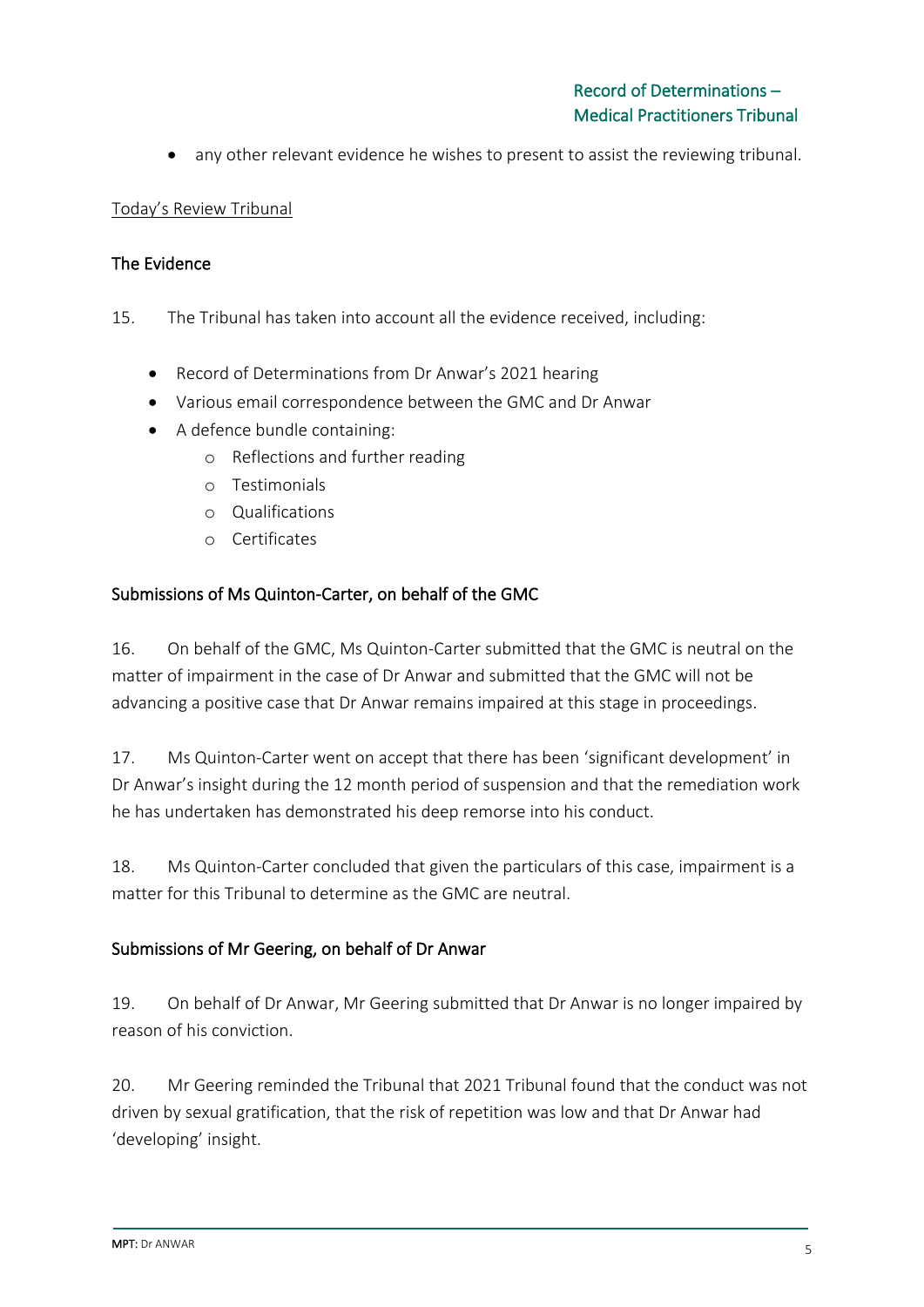- any other relevant evidence he wishes to present to assist the reviewing tribunal.

Today's Review Tribunal

### The Evidence

15. The Tribunal has taken into account all the evidence received, including:

- Record of Determinations from Dr Anwar's 2021 hearing
- Various email correspondence between the GMC and Dr Anwar
- A defence bundle containing:
    - Reflections and further reading
    - Testimonials
    - Qualifications
    - Certificates

### Submissions of Ms Quinton-Carter, on behalf of the GMC

16. On behalf of the GMC, Ms Quinton-Carter submitted that the GMC is neutral on the matter of impairment in the case of Dr Anwar and submitted that the GMC will not be advancing a positive case that Dr Anwar remains impaired at this stage in proceedings.

17. Ms Quinton-Carter went on accept that there has been 'significant development' in Dr Anwar's insight during the 12 month period of suspension and that the remediation work he has undertaken has demonstrated his deep remorse into his conduct.

18. Ms Quinton-Carter concluded that given the particulars of this case, impairment is a matter for this Tribunal to determine as the GMC are neutral.

### Submissions of Mr Geering, on behalf of Dr Anwar

19. On behalf of Dr Anwar, Mr Geering submitted that Dr Anwar is no longer impaired by reason of his conviction.

20. Mr Geering reminded the Tribunal that 2021 Tribunal found that the conduct was not driven by sexual gratification, that the risk of repetition was low and that Dr Anwar had 'developing' insight.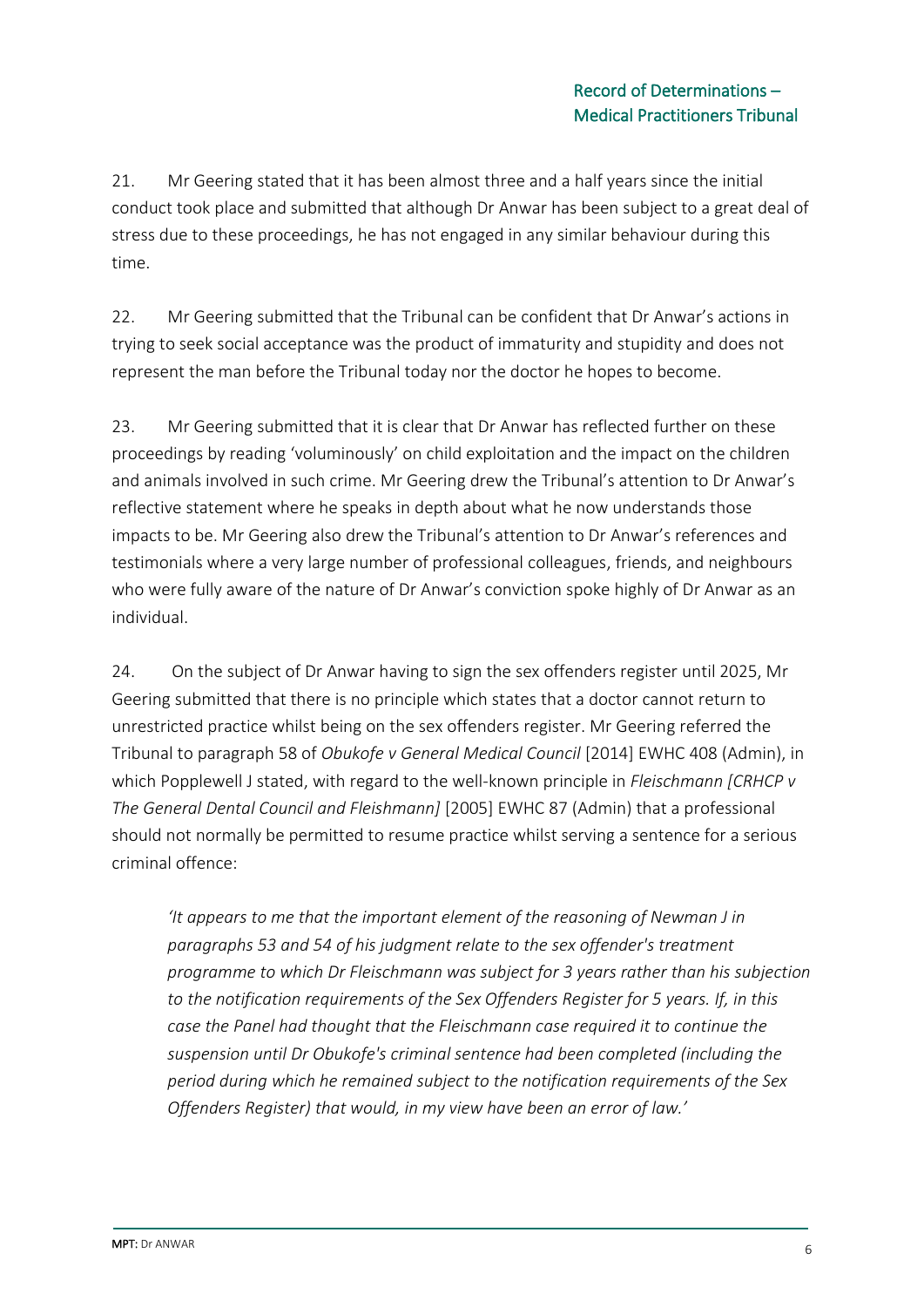21. Mr Geering stated that it has been almost three and a half years since the initial conduct took place and submitted that although Dr Anwar has been subject to a great deal of stress due to these proceedings, he has not engaged in any similar behaviour during this time.

22. Mr Geering submitted that the Tribunal can be confident that Dr Anwar's actions in trying to seek social acceptance was the product of immaturity and stupidity and does not represent the man before the Tribunal today nor the doctor he hopes to become.

23. Mr Geering submitted that it is clear that Dr Anwar has reflected further on these proceedings by reading 'voluminously' on child exploitation and the impact on the children and animals involved in such crime. Mr Geering drew the Tribunal's attention to Dr Anwar's reflective statement where he speaks in depth about what he now understands those impacts to be. Mr Geering also drew the Tribunal's attention to Dr Anwar's references and testimonials where a very large number of professional colleagues, friends, and neighbours who were fully aware of the nature of Dr Anwar's conviction spoke highly of Dr Anwar as an individual.

24. On the subject of Dr Anwar having to sign the sex offenders register until 2025, Mr Geering submitted that there is no principle which states that a doctor cannot return to unrestricted practice whilst being on the sex offenders register. Mr Geering referred the Tribunal to paragraph 58 of *Obukofe v General Medical Council* [2014] EWHC 408 (Admin), in which Popplewell J stated, with regard to the well-known principle in *Fleischmann [CRHCP v The General Dental Council and Fleishmann]* [2005] EWHC 87 (Admin) that a professional should not normally be permitted to resume practice whilst serving a sentence for a serious criminal offence:

> *'It appears to me that the important element of the reasoning of Newman J in paragraphs 53 and 54 of his judgment relate to the sex offender's treatment programme to which Dr Fleischmann was subject for 3 years rather than his subjection to the notification requirements of the Sex Offenders Register for 5 years. If, in this case the Panel had thought that the Fleischmann case required it to continue the suspension until Dr Obukofe's criminal sentence had been completed (including the period during which he remained subject to the notification requirements of the Sex Offenders Register) that would, in my view have been an error of law.'*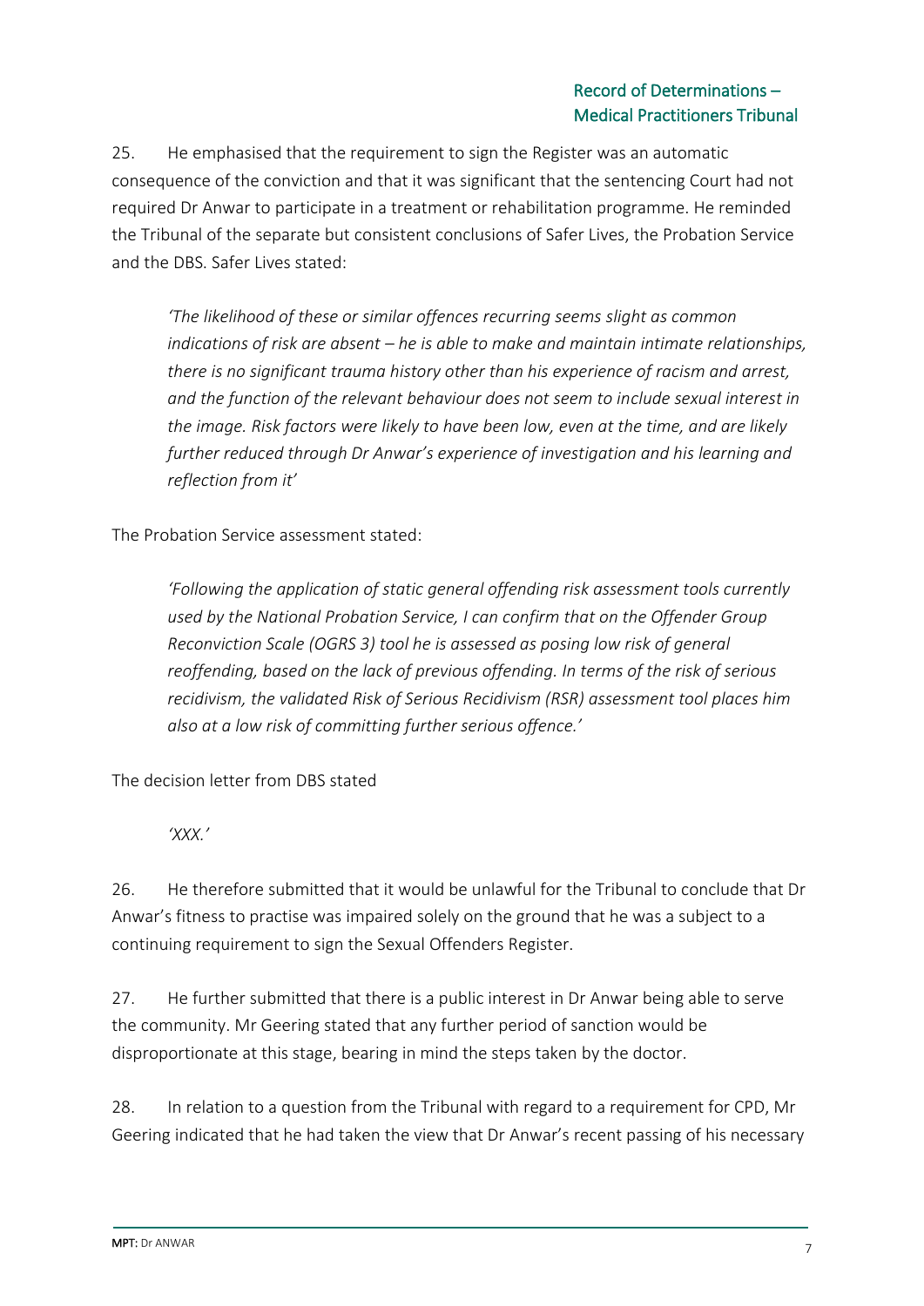25. He emphasised that the requirement to sign the Register was an automatic consequence of the conviction and that it was significant that the sentencing Court had not required Dr Anwar to participate in a treatment or rehabilitation programme. He reminded the Tribunal of the separate but consistent conclusions of Safer Lives, the Probation Service and the DBS. Safer Lives stated:

> *'The likelihood of these or similar offences recurring seems slight as common indications of risk are absent – he is able to make and maintain intimate relationships, there is no significant trauma history other than his experience of racism and arrest, and the function of the relevant behaviour does not seem to include sexual interest in the image. Risk factors were likely to have been low, even at the time, and are likely further reduced through Dr Anwar's experience of investigation and his learning and reflection from it'*

The Probation Service assessment stated:

> *'Following the application of static general offending risk assessment tools currently used by the National Probation Service, I can confirm that on the Offender Group Reconviction Scale (OGRS 3) tool he is assessed as posing low risk of general reoffending, based on the lack of previous offending. In terms of the risk of serious recidivism, the validated Risk of Serious Recidivism (RSR) assessment tool places him also at a low risk of committing further serious offence.'*

The decision letter from DBS stated

> *'XXX.'*

26. He therefore submitted that it would be unlawful for the Tribunal to conclude that Dr Anwar's fitness to practise was impaired solely on the ground that he was a subject to a continuing requirement to sign the Sexual Offenders Register.

27. He further submitted that there is a public interest in Dr Anwar being able to serve the community. Mr Geering stated that any further period of sanction would be disproportionate at this stage, bearing in mind the steps taken by the doctor.

28. In relation to a question from the Tribunal with regard to a requirement for CPD, Mr Geering indicated that he had taken the view that Dr Anwar's recent passing of his necessary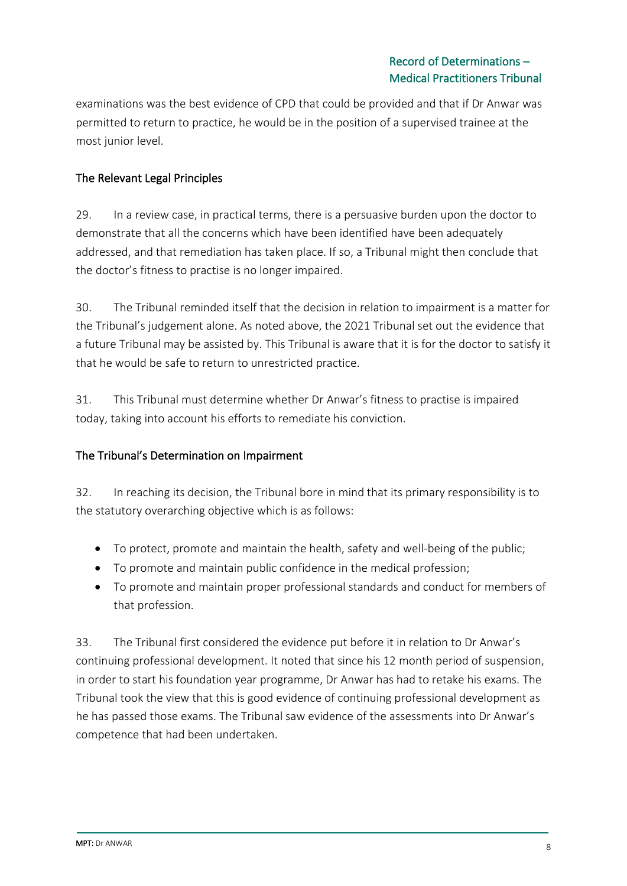examinations was the best evidence of CPD that could be provided and that if Dr Anwar was permitted to return to practice, he would be in the position of a supervised trainee at the most junior level.

## The Relevant Legal Principles

29. In a review case, in practical terms, there is a persuasive burden upon the doctor to demonstrate that all the concerns which have been identified have been adequately addressed, and that remediation has taken place. If so, a Tribunal might then conclude that the doctor's fitness to practise is no longer impaired.

30. The Tribunal reminded itself that the decision in relation to impairment is a matter for the Tribunal's judgement alone. As noted above, the 2021 Tribunal set out the evidence that a future Tribunal may be assisted by. This Tribunal is aware that it is for the doctor to satisfy it that he would be safe to return to unrestricted practice.

31. This Tribunal must determine whether Dr Anwar's fitness to practise is impaired today, taking into account his efforts to remediate his conviction.

## The Tribunal's Determination on Impairment

32. In reaching its decision, the Tribunal bore in mind that its primary responsibility is to the statutory overarching objective which is as follows:

- To protect, promote and maintain the health, safety and well-being of the public;
- To promote and maintain public confidence in the medical profession;
- To promote and maintain proper professional standards and conduct for members of that profession.

33. The Tribunal first considered the evidence put before it in relation to Dr Anwar's continuing professional development. It noted that since his 12 month period of suspension, in order to start his foundation year programme, Dr Anwar has had to retake his exams. The Tribunal took the view that this is good evidence of continuing professional development as he has passed those exams. The Tribunal saw evidence of the assessments into Dr Anwar's competence that had been undertaken.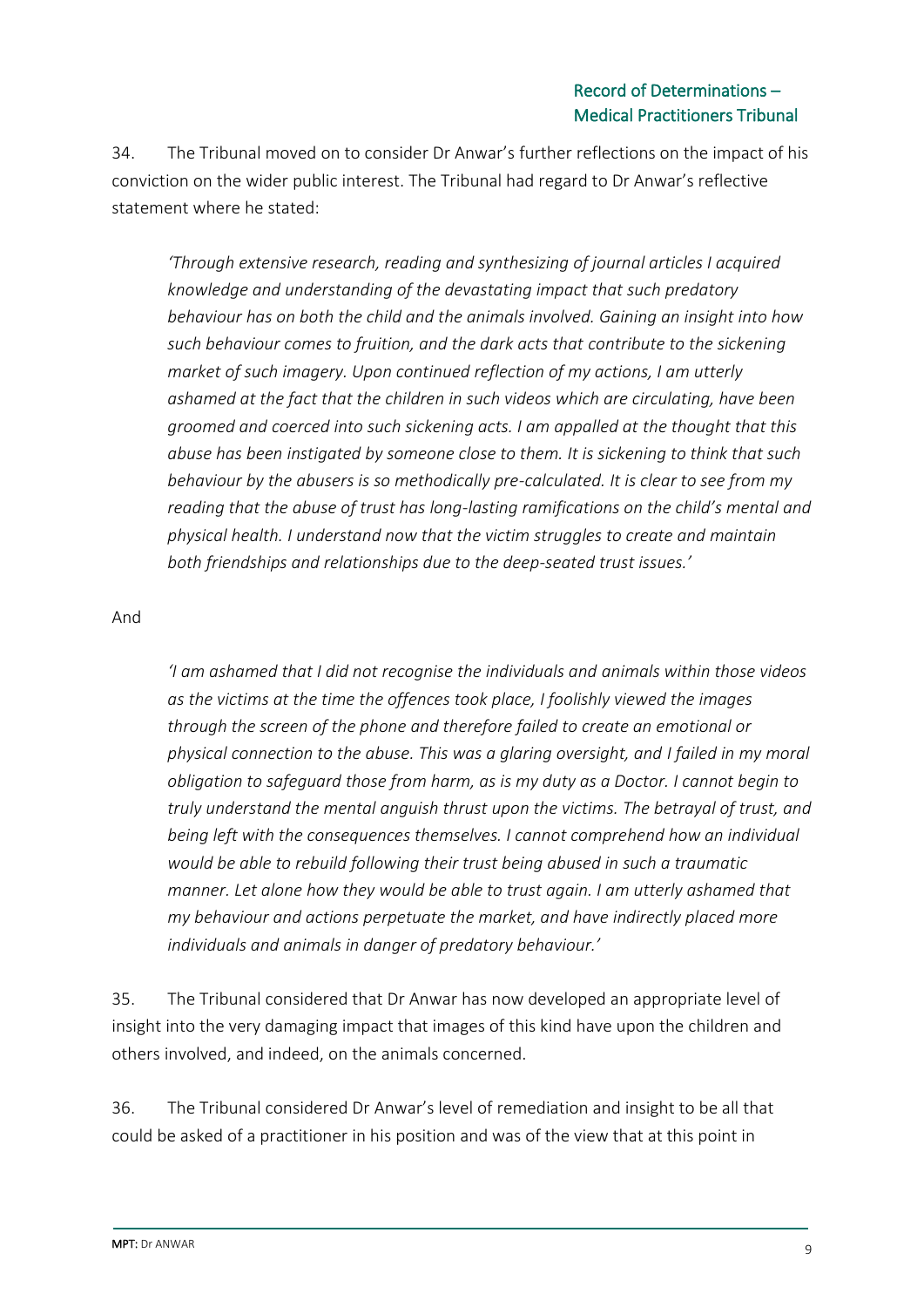34. The Tribunal moved on to consider Dr Anwar's further reflections on the impact of his conviction on the wider public interest. The Tribunal had regard to Dr Anwar's reflective statement where he stated:

> *'Through extensive research, reading and synthesizing of journal articles I acquired knowledge and understanding of the devastating impact that such predatory behaviour has on both the child and the animals involved. Gaining an insight into how such behaviour comes to fruition, and the dark acts that contribute to the sickening market of such imagery. Upon continued reflection of my actions, I am utterly ashamed at the fact that the children in such videos which are circulating, have been groomed and coerced into such sickening acts. I am appalled at the thought that this abuse has been instigated by someone close to them. It is sickening to think that such behaviour by the abusers is so methodically pre-calculated. It is clear to see from my reading that the abuse of trust has long-lasting ramifications on the child's mental and physical health. I understand now that the victim struggles to create and maintain both friendships and relationships due to the deep-seated trust issues.'*

And

> *'I am ashamed that I did not recognise the individuals and animals within those videos as the victims at the time the offences took place, I foolishly viewed the images through the screen of the phone and therefore failed to create an emotional or physical connection to the abuse. This was a glaring oversight, and I failed in my moral obligation to safeguard those from harm, as is my duty as a Doctor. I cannot begin to truly understand the mental anguish thrust upon the victims. The betrayal of trust, and being left with the consequences themselves. I cannot comprehend how an individual would be able to rebuild following their trust being abused in such a traumatic manner. Let alone how they would be able to trust again. I am utterly ashamed that my behaviour and actions perpetuate the market, and have indirectly placed more individuals and animals in danger of predatory behaviour.'*

35. The Tribunal considered that Dr Anwar has now developed an appropriate level of insight into the very damaging impact that images of this kind have upon the children and others involved, and indeed, on the animals concerned.

36. The Tribunal considered Dr Anwar's level of remediation and insight to be all that could be asked of a practitioner in his position and was of the view that at this point in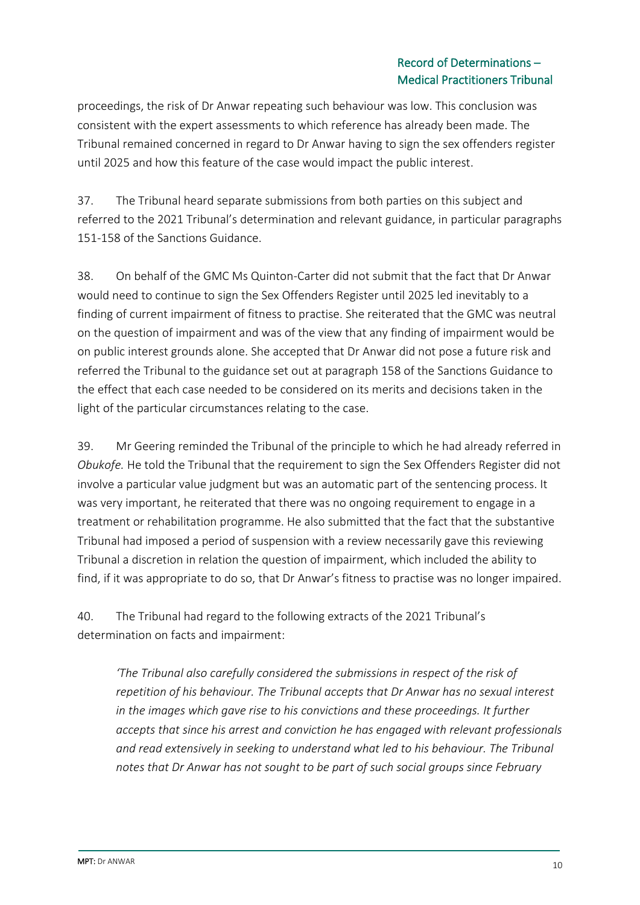proceedings, the risk of Dr Anwar repeating such behaviour was low. This conclusion was consistent with the expert assessments to which reference has already been made. The Tribunal remained concerned in regard to Dr Anwar having to sign the sex offenders register until 2025 and how this feature of the case would impact the public interest.

37. The Tribunal heard separate submissions from both parties on this subject and referred to the 2021 Tribunal's determination and relevant guidance, in particular paragraphs 151-158 of the Sanctions Guidance.

38. On behalf of the GMC Ms Quinton-Carter did not submit that the fact that Dr Anwar would need to continue to sign the Sex Offenders Register until 2025 led inevitably to a finding of current impairment of fitness to practise. She reiterated that the GMC was neutral on the question of impairment and was of the view that any finding of impairment would be on public interest grounds alone. She accepted that Dr Anwar did not pose a future risk and referred the Tribunal to the guidance set out at paragraph 158 of the Sanctions Guidance to the effect that each case needed to be considered on its merits and decisions taken in the light of the particular circumstances relating to the case.

39. Mr Geering reminded the Tribunal of the principle to which he had already referred in *Obukofe.* He told the Tribunal that the requirement to sign the Sex Offenders Register did not involve a particular value judgment but was an automatic part of the sentencing process. It was very important, he reiterated that there was no ongoing requirement to engage in a treatment or rehabilitation programme. He also submitted that the fact that the substantive Tribunal had imposed a period of suspension with a review necessarily gave this reviewing Tribunal a discretion in relation the question of impairment, which included the ability to find, if it was appropriate to do so, that Dr Anwar's fitness to practise was no longer impaired.

40. The Tribunal had regard to the following extracts of the 2021 Tribunal's determination on facts and impairment:

> *'The Tribunal also carefully considered the submissions in respect of the risk of repetition of his behaviour. The Tribunal accepts that Dr Anwar has no sexual interest in the images which gave rise to his convictions and these proceedings. It further accepts that since his arrest and conviction he has engaged with relevant professionals and read extensively in seeking to understand what led to his behaviour. The Tribunal notes that Dr Anwar has not sought to be part of such social groups since February*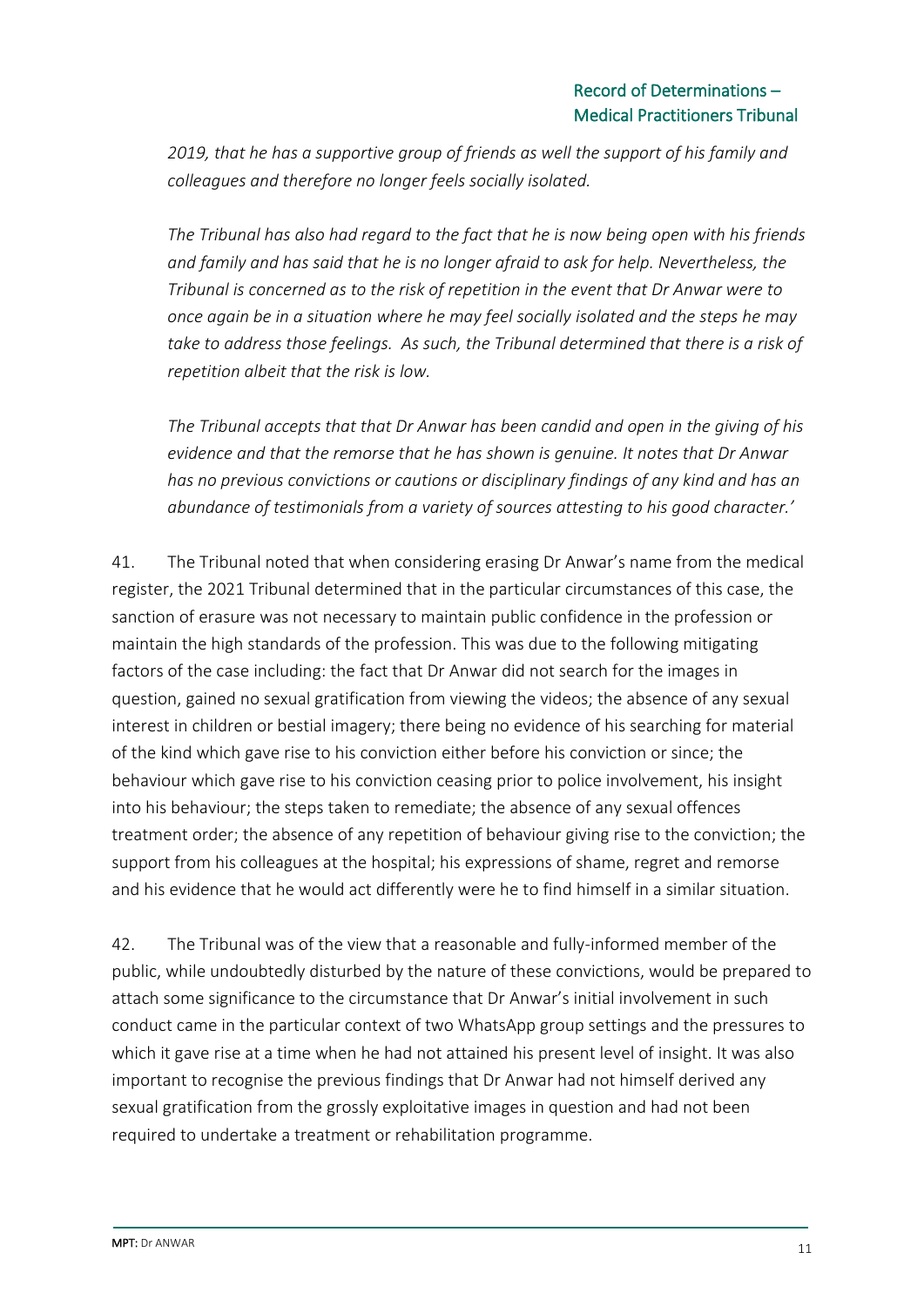*2019, that he has a supportive group of friends as well the support of his family and colleagues and therefore no longer feels socially isolated.*

*The Tribunal has also had regard to the fact that he is now being open with his friends and family and has said that he is no longer afraid to ask for help. Nevertheless, the Tribunal is concerned as to the risk of repetition in the event that Dr Anwar were to once again be in a situation where he may feel socially isolated and the steps he may take to address those feelings. As such, the Tribunal determined that there is a risk of repetition albeit that the risk is low.*

*The Tribunal accepts that that Dr Anwar has been candid and open in the giving of his evidence and that the remorse that he has shown is genuine. It notes that Dr Anwar has no previous convictions or cautions or disciplinary findings of any kind and has an abundance of testimonials from a variety of sources attesting to his good character.'*

41. The Tribunal noted that when considering erasing Dr Anwar's name from the medical register, the 2021 Tribunal determined that in the particular circumstances of this case, the sanction of erasure was not necessary to maintain public confidence in the profession or maintain the high standards of the profession. This was due to the following mitigating factors of the case including: the fact that Dr Anwar did not search for the images in question, gained no sexual gratification from viewing the videos; the absence of any sexual interest in children or bestial imagery; there being no evidence of his searching for material of the kind which gave rise to his conviction either before his conviction or since; the behaviour which gave rise to his conviction ceasing prior to police involvement, his insight into his behaviour; the steps taken to remediate; the absence of any sexual offences treatment order; the absence of any repetition of behaviour giving rise to the conviction; the support from his colleagues at the hospital; his expressions of shame, regret and remorse and his evidence that he would act differently were he to find himself in a similar situation.

42. The Tribunal was of the view that a reasonable and fully-informed member of the public, while undoubtedly disturbed by the nature of these convictions, would be prepared to attach some significance to the circumstance that Dr Anwar's initial involvement in such conduct came in the particular context of two WhatsApp group settings and the pressures to which it gave rise at a time when he had not attained his present level of insight. It was also important to recognise the previous findings that Dr Anwar had not himself derived any sexual gratification from the grossly exploitative images in question and had not been required to undertake a treatment or rehabilitation programme.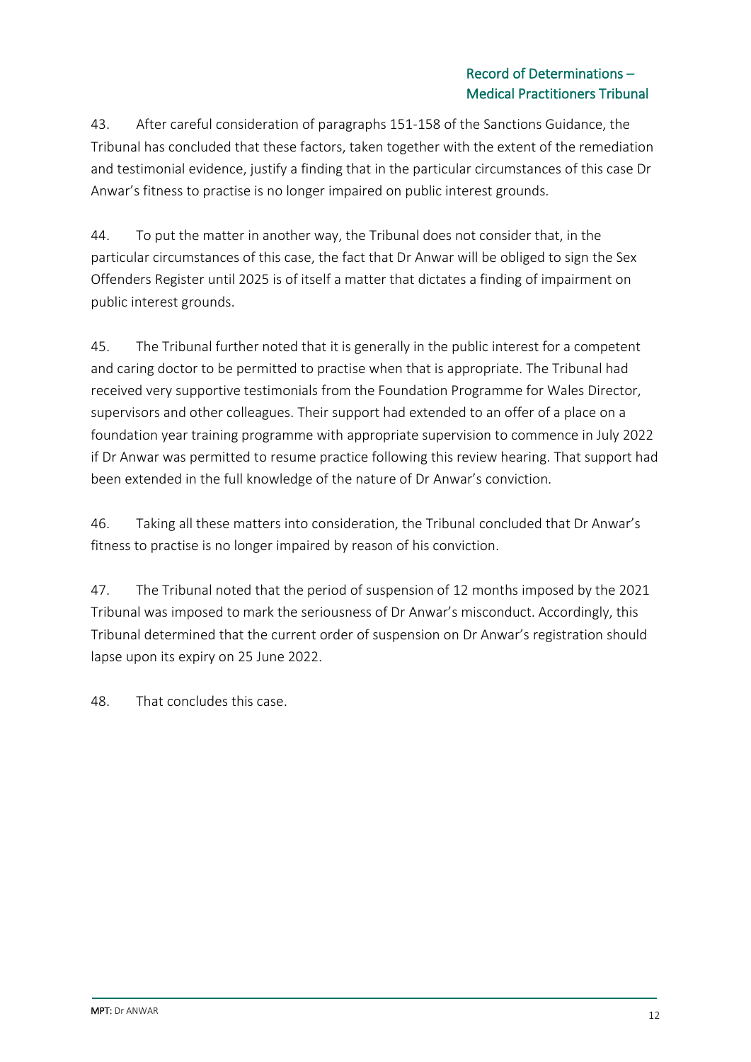43. After careful consideration of paragraphs 151-158 of the Sanctions Guidance, the Tribunal has concluded that these factors, taken together with the extent of the remediation and testimonial evidence, justify a finding that in the particular circumstances of this case Dr Anwar's fitness to practise is no longer impaired on public interest grounds.

44. To put the matter in another way, the Tribunal does not consider that, in the particular circumstances of this case, the fact that Dr Anwar will be obliged to sign the Sex Offenders Register until 2025 is of itself a matter that dictates a finding of impairment on public interest grounds.

45. The Tribunal further noted that it is generally in the public interest for a competent and caring doctor to be permitted to practise when that is appropriate. The Tribunal had received very supportive testimonials from the Foundation Programme for Wales Director, supervisors and other colleagues. Their support had extended to an offer of a place on a foundation year training programme with appropriate supervision to commence in July 2022 if Dr Anwar was permitted to resume practice following this review hearing. That support had been extended in the full knowledge of the nature of Dr Anwar's conviction.

46. Taking all these matters into consideration, the Tribunal concluded that Dr Anwar's fitness to practise is no longer impaired by reason of his conviction.

47. The Tribunal noted that the period of suspension of 12 months imposed by the 2021 Tribunal was imposed to mark the seriousness of Dr Anwar's misconduct. Accordingly, this Tribunal determined that the current order of suspension on Dr Anwar's registration should lapse upon its expiry on 25 June 2022.

48. That concludes this case.